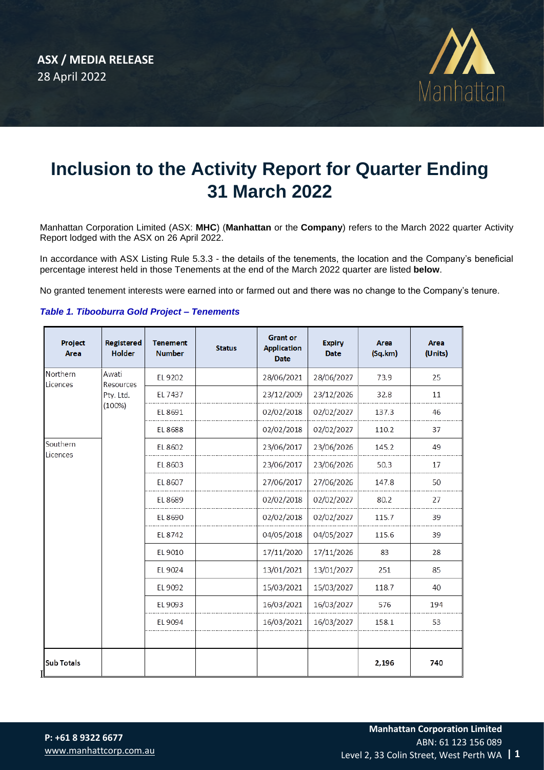**ASX / MEDIA RELEASE**
28 April 2022

# Inclusion to the Activity Report for Quarter Ending 31 March 2022

Manhattan Corporation Limited (ASX: **MHC**) (**Manhattan** or the **Company**) refers to the March 2022 quarter Activity Report lodged with the ASX on 26 April 2022.

In accordance with ASX Listing Rule 5.3.3 - the details of the tenements, the location and the Company's beneficial percentage interest held in those Tenements at the end of the March 2022 quarter are listed **below**.

No granted tenement interests were earned into or farmed out and there was no change to the Company's tenure.

***Table 1. Tibooburra Gold Project – Tenements***

| Project Area | Registered Holder | Tenement Number | Status | Grant or Application Date | Expiry Date | Area (Sq.km) | Area (Units) |
|---|---|---|---|---|---|---|---|
| Northern Licences | Awati Resources Pty. Ltd. (100%) | EL 9202 | | 28/06/2021 | 28/06/2027 | 73.9 | 25 |
| | | EL 7437 | | 23/12/2009 | 23/12/2026 | 32.8 | 11 |
| | | EL 8691 | | 02/02/2018 | 02/02/2027 | 137.3 | 46 |
| | | EL 8688 | | 02/02/2018 | 02/02/2027 | 110.2 | 37 |
| Southern Licences | | EL 8602 | | 23/06/2017 | 23/06/2026 | 145.2 | 49 |
| | | EL 8603 | | 23/06/2017 | 23/06/2026 | 50.3 | 17 |
| | | EL 8607 | | 27/06/2017 | 27/06/2026 | 147.8 | 50 |
| | | EL 8689 | | 02/02/2018 | 02/02/2027 | 80.2 | 27 |
| | | EL 8690 | | 02/02/2018 | 02/02/2027 | 115.7 | 39 |
| | | EL 8742 | | 04/05/2018 | 04/05/2027 | 115.6 | 39 |
| | | EL 9010 | | 17/11/2020 | 17/11/2026 | 83 | 28 |
| | | EL 9024 | | 13/01/2021 | 13/01/2027 | 251 | 85 |
| | | EL 9092 | | 15/03/2021 | 15/03/2027 | 118.7 | 40 |
| | | EL 9093 | | 16/03/2021 | 16/03/2027 | 576 | 194 |
| | | EL 9094 | | 16/03/2021 | 16/03/2027 | 158.1 | 53 |
| | | | | | | | |
| **Sub Totals** | | | | | | **2,196** | **740** |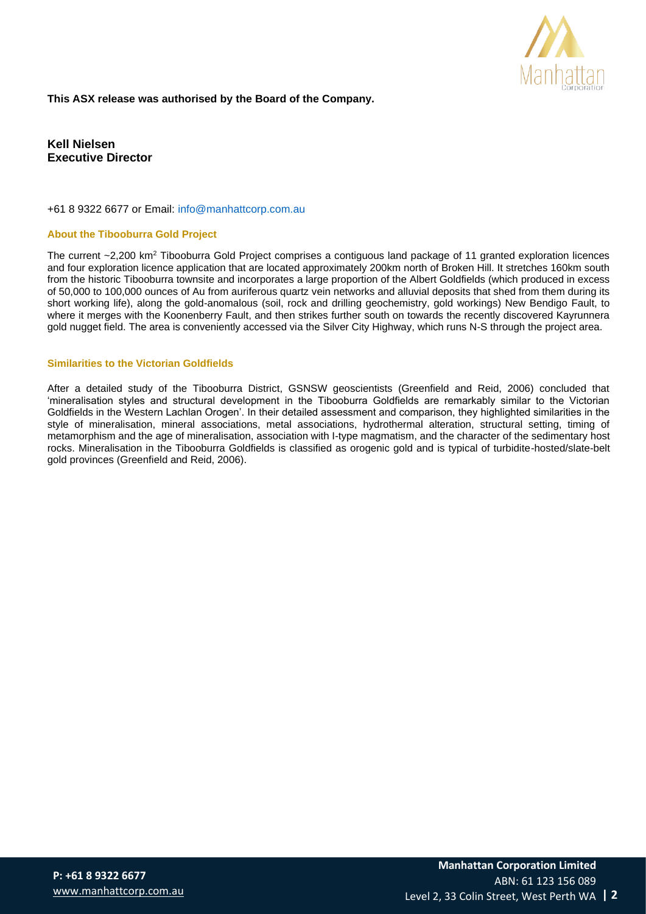**This ASX release was authorised by the Board of the Company.**

**Kell Nielsen**
**Executive Director**

+61 8 9322 6677 or Email: info@manhattcorp.com.au

#### About the Tibooburra Gold Project

The current ~2,200 km$^2$ Tibooburra Gold Project comprises a contiguous land package of 11 granted exploration licences and four exploration licence application that are located approximately 200km north of Broken Hill. It stretches 160km south from the historic Tibooburra townsite and incorporates a large proportion of the Albert Goldfields (which produced in excess of 50,000 to 100,000 ounces of Au from auriferous quartz vein networks and alluvial deposits that shed from them during its short working life), along the gold-anomalous (soil, rock and drilling geochemistry, gold workings) New Bendigo Fault, to where it merges with the Koonenberry Fault, and then strikes further south on towards the recently discovered Kayrunnera gold nugget field. The area is conveniently accessed via the Silver City Highway, which runs N-S through the project area.

#### Similarities to the Victorian Goldfields

After a detailed study of the Tibooburra District, GSNSW geoscientists (Greenfield and Reid, 2006) concluded that 'mineralisation styles and structural development in the Tibooburra Goldfields are remarkably similar to the Victorian Goldfields in the Western Lachlan Orogen'. In their detailed assessment and comparison, they highlighted similarities in the style of mineralisation, mineral associations, metal associations, hydrothermal alteration, structural setting, timing of metamorphism and the age of mineralisation, association with I-type magmatism, and the character of the sedimentary host rocks. Mineralisation in the Tibooburra Goldfields is classified as orogenic gold and is typical of turbidite-hosted/slate-belt gold provinces (Greenfield and Reid, 2006).